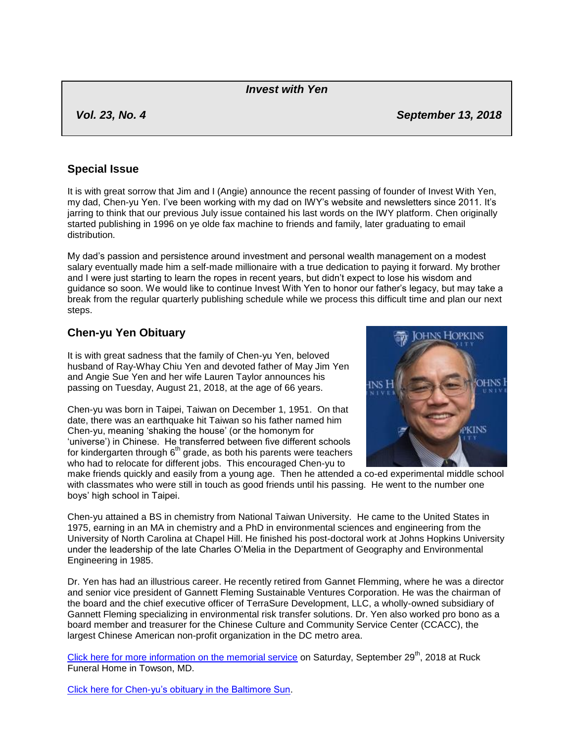*Invest with Yen*

***Vol. 23, No. 4*** ***September 13, 2018***

## Special Issue

It is with great sorrow that Jim and I (Angie) announce the recent passing of founder of Invest With Yen, my dad, Chen-yu Yen. I've been working with my dad on IWY's website and newsletters since 2011. It's jarring to think that our previous July issue contained his last words on the IWY platform. Chen originally started publishing in 1996 on ye olde fax machine to friends and family, later graduating to email distribution.

My dad's passion and persistence around investment and personal wealth management on a modest salary eventually made him a self-made millionaire with a true dedication to paying it forward. My brother and I were just starting to learn the ropes in recent years, but didn't expect to lose his wisdom and guidance so soon. We would like to continue Invest With Yen to honor our father's legacy, but may take a break from the regular quarterly publishing schedule while we process this difficult time and plan our next steps.

## Chen-yu Yen Obituary

It is with great sadness that the family of Chen-yu Yen, beloved husband of Ray-Whay Chiu Yen and devoted father of May Jim Yen and Angie Sue Yen and her wife Lauren Taylor announces his passing on Tuesday, August 21, 2018, at the age of 66 years.

Chen-yu was born in Taipei, Taiwan on December 1, 1951. On that date, there was an earthquake hit Taiwan so his father named him Chen-yu, meaning 'shaking the house' (or the homonym for 'universe') in Chinese. He transferred between five different schools for kindergarten through 6th grade, as both his parents were teachers who had to relocate for different jobs. This encouraged Chen-yu to make friends quickly and easily from a young age. Then he attended a co-ed experimental middle school with classmates who were still in touch as good friends until his passing. He went to the number one boys' high school in Taipei.

Chen-yu attained a BS in chemistry from National Taiwan University. He came to the United States in 1975, earning in an MA in chemistry and a PhD in environmental sciences and engineering from the University of North Carolina at Chapel Hill. He finished his post-doctoral work at Johns Hopkins University under the leadership of the late Charles O'Melia in the Department of Geography and Environmental Engineering in 1985.

Dr. Yen has had an illustrious career. He recently retired from Gannet Flemming, where he was a director and senior vice president of Gannett Fleming Sustainable Ventures Corporation. He was the chairman of the board and the chief executive officer of TerraSure Development, LLC, a wholly-owned subsidiary of Gannett Fleming specializing in environmental risk transfer solutions. Dr. Yen also worked pro bono as a board member and treasurer for the Chinese Culture and Community Service Center (CCACC), the largest Chinese American non-profit organization in the DC metro area.

[Click here for more information on the memorial service](#) on Saturday, September 29th, 2018 at Ruck Funeral Home in Towson, MD.

[Click here for Chen-yu's obituary in the Baltimore Sun](#).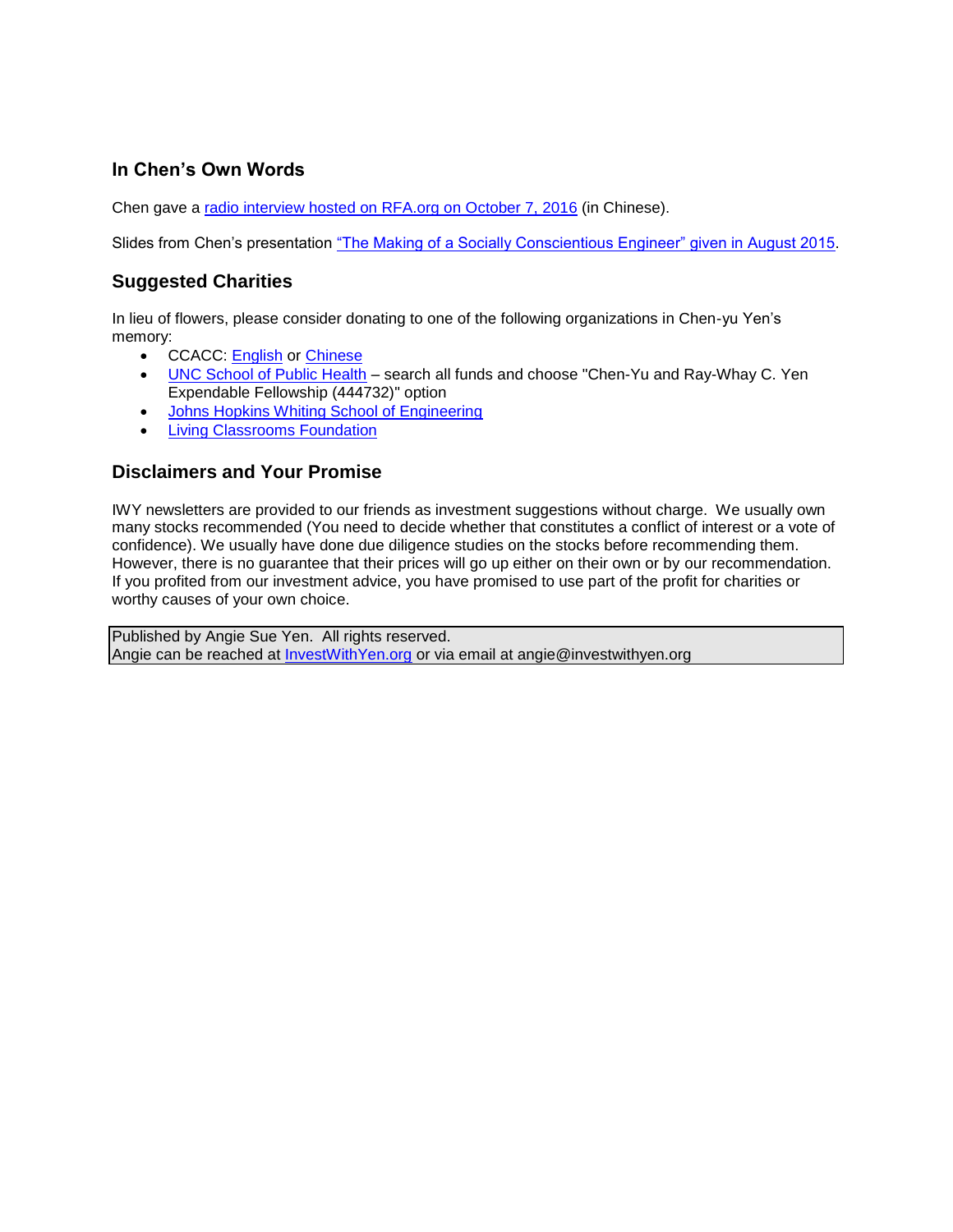## In Chen's Own Words

Chen gave a radio interview hosted on RFA.org on October 7, 2016 (in Chinese).

Slides from Chen's presentation "The Making of a Socially Conscientious Engineer" given in August 2015.

## Suggested Charities

In lieu of flowers, please consider donating to one of the following organizations in Chen-yu Yen's memory:

- CCACC: English or Chinese
- UNC School of Public Health – search all funds and choose "Chen-Yu and Ray-Whay C. Yen Expendable Fellowship (444732)" option
- Johns Hopkins Whiting School of Engineering
- Living Classrooms Foundation

## Disclaimers and Your Promise

IWY newsletters are provided to our friends as investment suggestions without charge. We usually own many stocks recommended (You need to decide whether that constitutes a conflict of interest or a vote of confidence). We usually have done due diligence studies on the stocks before recommending them. However, there is no guarantee that their prices will go up either on their own or by our recommendation. If you profited from our investment advice, you have promised to use part of the profit for charities or worthy causes of your own choice.

Published by Angie Sue Yen. All rights reserved.
Angie can be reached at InvestWithYen.org or via email at angie@investwithyen.org